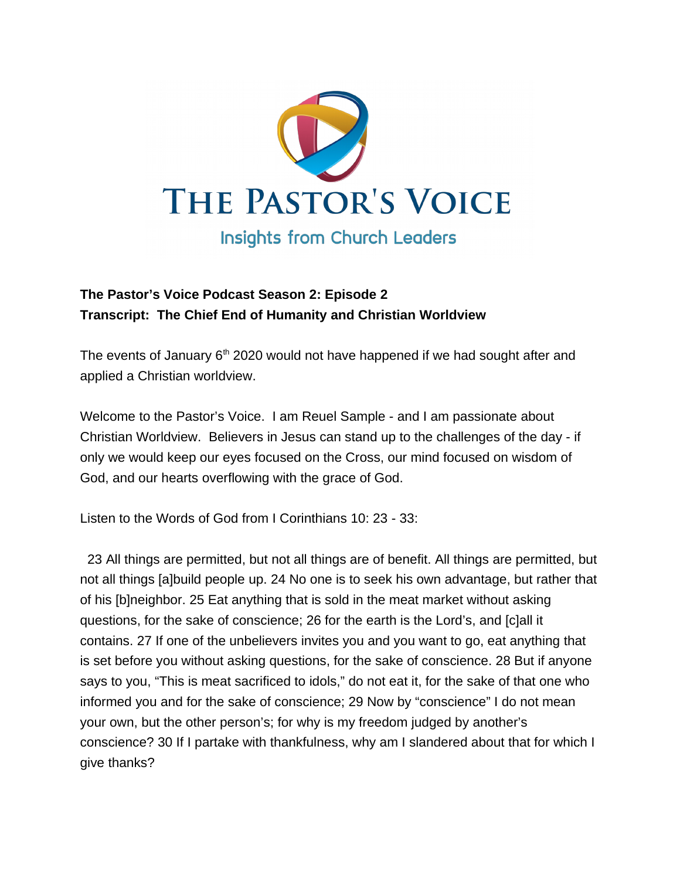# THE PASTOR'S VOICE

Insights from Church Leaders

**The Pastor's Voice Podcast Season 2: Episode 2**
**Transcript: The Chief End of Humanity and Christian Worldview**

The events of January 6th 2020 would not have happened if we had sought after and applied a Christian worldview.

Welcome to the Pastor's Voice. I am Reuel Sample - and I am passionate about Christian Worldview. Believers in Jesus can stand up to the challenges of the day - if only we would keep our eyes focused on the Cross, our mind focused on wisdom of God, and our hearts overflowing with the grace of God.

Listen to the Words of God from I Corinthians 10: 23 - 33:

23 All things are permitted, but not all things are of benefit. All things are permitted, but not all things [a]build people up. 24 No one is to seek his own advantage, but rather that of his [b]neighbor. 25 Eat anything that is sold in the meat market without asking questions, for the sake of conscience; 26 for the earth is the Lord's, and [c]all it contains. 27 If one of the unbelievers invites you and you want to go, eat anything that is set before you without asking questions, for the sake of conscience. 28 But if anyone says to you, "This is meat sacrificed to idols," do not eat it, for the sake of that one who informed you and for the sake of conscience; 29 Now by "conscience" I do not mean your own, but the other person's; for why is my freedom judged by another's conscience? 30 If I partake with thankfulness, why am I slandered about that for which I give thanks?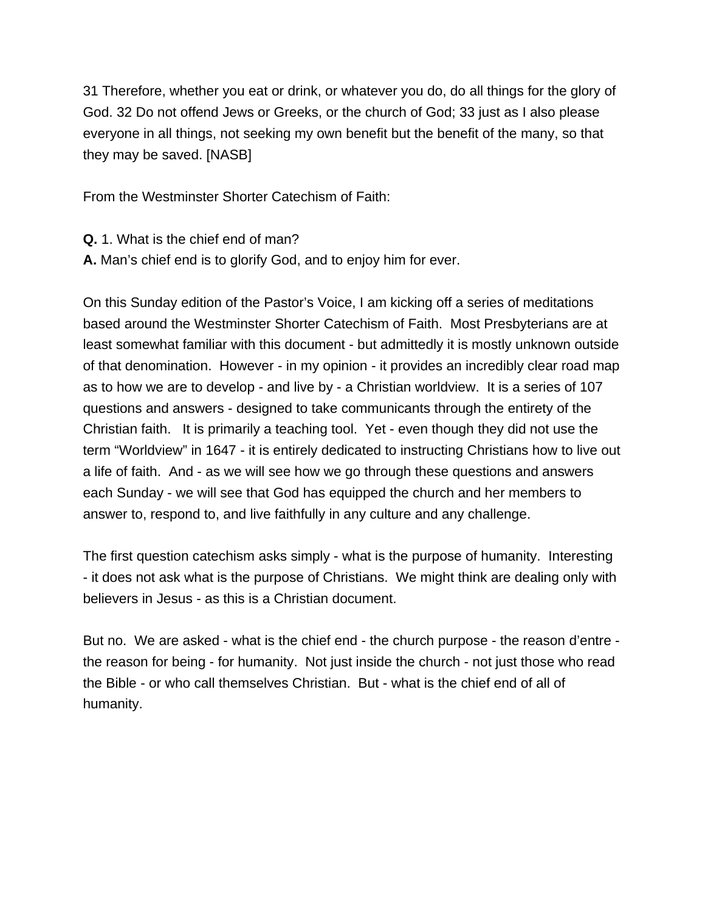31 Therefore, whether you eat or drink, or whatever you do, do all things for the glory of God. 32 Do not offend Jews or Greeks, or the church of God; 33 just as I also please everyone in all things, not seeking my own benefit but the benefit of the many, so that they may be saved. [NASB]

From the Westminster Shorter Catechism of Faith:

**Q.** 1. What is the chief end of man?
**A.** Man's chief end is to glorify God, and to enjoy him for ever.

On this Sunday edition of the Pastor's Voice, I am kicking off a series of meditations based around the Westminster Shorter Catechism of Faith. Most Presbyterians are at least somewhat familiar with this document - but admittedly it is mostly unknown outside of that denomination. However - in my opinion - it provides an incredibly clear road map as to how we are to develop - and live by - a Christian worldview. It is a series of 107 questions and answers - designed to take communicants through the entirety of the Christian faith. It is primarily a teaching tool. Yet - even though they did not use the term "Worldview" in 1647 - it is entirely dedicated to instructing Christians how to live out a life of faith. And - as we will see how we go through these questions and answers each Sunday - we will see that God has equipped the church and her members to answer to, respond to, and live faithfully in any culture and any challenge.

The first question catechism asks simply - what is the purpose of humanity. Interesting - it does not ask what is the purpose of Christians. We might think are dealing only with believers in Jesus - as this is a Christian document.

But no. We are asked - what is the chief end - the church purpose - the reason d'entre - the reason for being - for humanity. Not just inside the church - not just those who read the Bible - or who call themselves Christian. But - what is the chief end of all of humanity.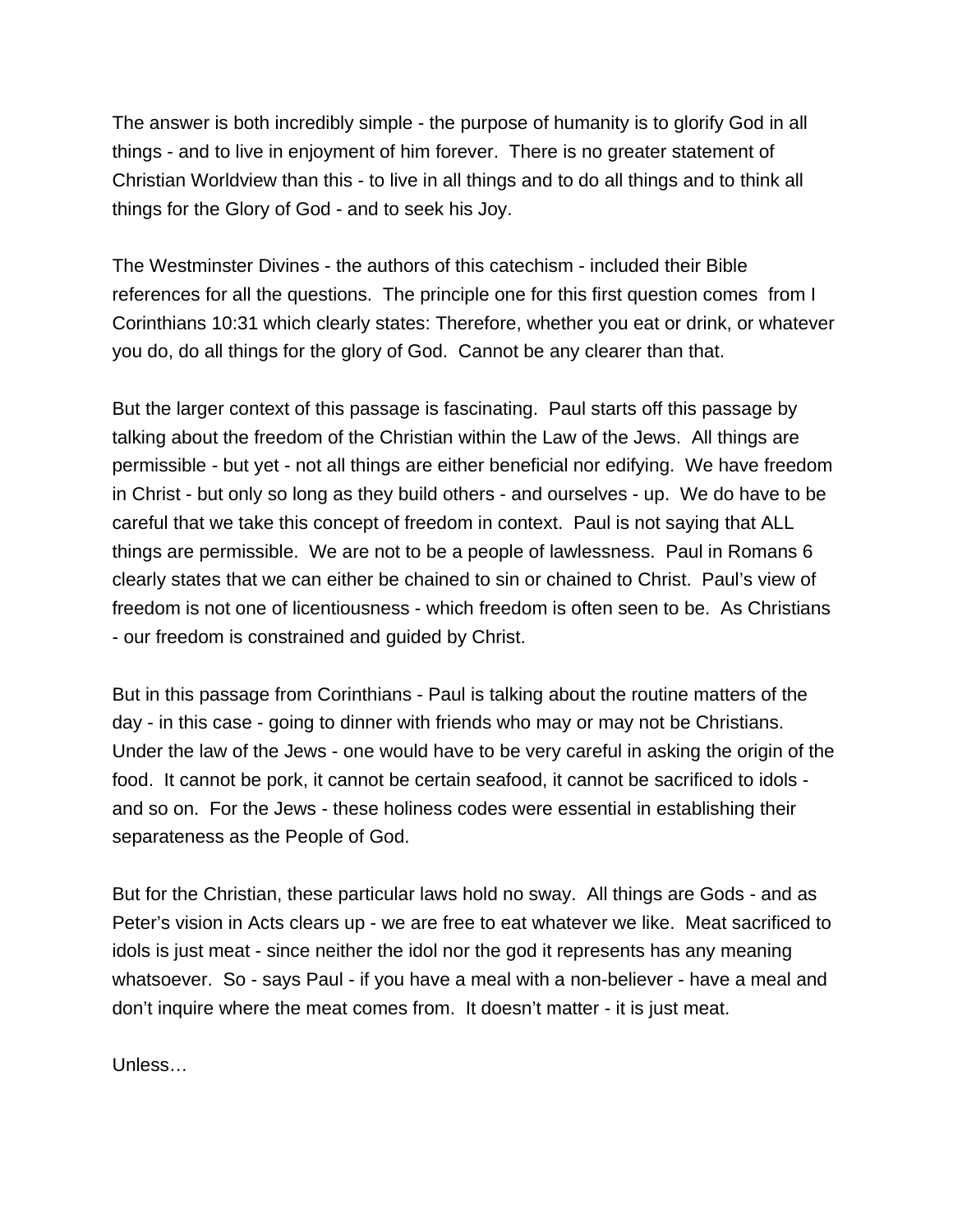The answer is both incredibly simple - the purpose of humanity is to glorify God in all things - and to live in enjoyment of him forever. There is no greater statement of Christian Worldview than this - to live in all things and to do all things and to think all things for the Glory of God - and to seek his Joy.

The Westminster Divines - the authors of this catechism - included their Bible references for all the questions. The principle one for this first question comes from I Corinthians 10:31 which clearly states: Therefore, whether you eat or drink, or whatever you do, do all things for the glory of God. Cannot be any clearer than that.

But the larger context of this passage is fascinating. Paul starts off this passage by talking about the freedom of the Christian within the Law of the Jews. All things are permissible - but yet - not all things are either beneficial nor edifying. We have freedom in Christ - but only so long as they build others - and ourselves - up. We do have to be careful that we take this concept of freedom in context. Paul is not saying that ALL things are permissible. We are not to be a people of lawlessness. Paul in Romans 6 clearly states that we can either be chained to sin or chained to Christ. Paul's view of freedom is not one of licentiousness - which freedom is often seen to be. As Christians - our freedom is constrained and guided by Christ.

But in this passage from Corinthians - Paul is talking about the routine matters of the day - in this case - going to dinner with friends who may or may not be Christians. Under the law of the Jews - one would have to be very careful in asking the origin of the food. It cannot be pork, it cannot be certain seafood, it cannot be sacrificed to idols - and so on. For the Jews - these holiness codes were essential in establishing their separateness as the People of God.

But for the Christian, these particular laws hold no sway. All things are Gods - and as Peter's vision in Acts clears up - we are free to eat whatever we like. Meat sacrificed to idols is just meat - since neither the idol nor the god it represents has any meaning whatsoever. So - says Paul - if you have a meal with a non-believer - have a meal and don't inquire where the meat comes from. It doesn't matter - it is just meat.

Unless…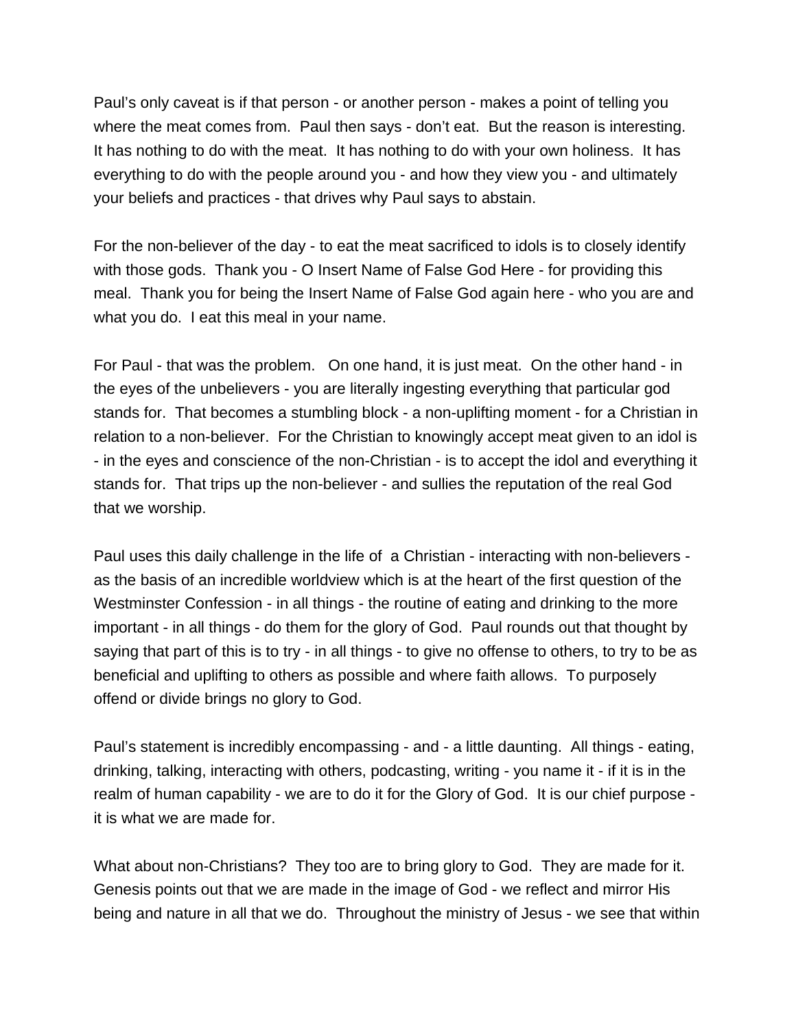Paul's only caveat is if that person - or another person - makes a point of telling you where the meat comes from. Paul then says - don't eat. But the reason is interesting. It has nothing to do with the meat. It has nothing to do with your own holiness. It has everything to do with the people around you - and how they view you - and ultimately your beliefs and practices - that drives why Paul says to abstain.

For the non-believer of the day - to eat the meat sacrificed to idols is to closely identify with those gods. Thank you - O Insert Name of False God Here - for providing this meal. Thank you for being the Insert Name of False God again here - who you are and what you do. I eat this meal in your name.

For Paul - that was the problem. On one hand, it is just meat. On the other hand - in the eyes of the unbelievers - you are literally ingesting everything that particular god stands for. That becomes a stumbling block - a non-uplifting moment - for a Christian in relation to a non-believer. For the Christian to knowingly accept meat given to an idol is - in the eyes and conscience of the non-Christian - is to accept the idol and everything it stands for. That trips up the non-believer - and sullies the reputation of the real God that we worship.

Paul uses this daily challenge in the life of a Christian - interacting with non-believers - as the basis of an incredible worldview which is at the heart of the first question of the Westminster Confession - in all things - the routine of eating and drinking to the more important - in all things - do them for the glory of God. Paul rounds out that thought by saying that part of this is to try - in all things - to give no offense to others, to try to be as beneficial and uplifting to others as possible and where faith allows. To purposely offend or divide brings no glory to God.

Paul's statement is incredibly encompassing - and - a little daunting. All things - eating, drinking, talking, interacting with others, podcasting, writing - you name it - if it is in the realm of human capability - we are to do it for the Glory of God. It is our chief purpose - it is what we are made for.

What about non-Christians? They too are to bring glory to God. They are made for it. Genesis points out that we are made in the image of God - we reflect and mirror His being and nature in all that we do. Throughout the ministry of Jesus - we see that within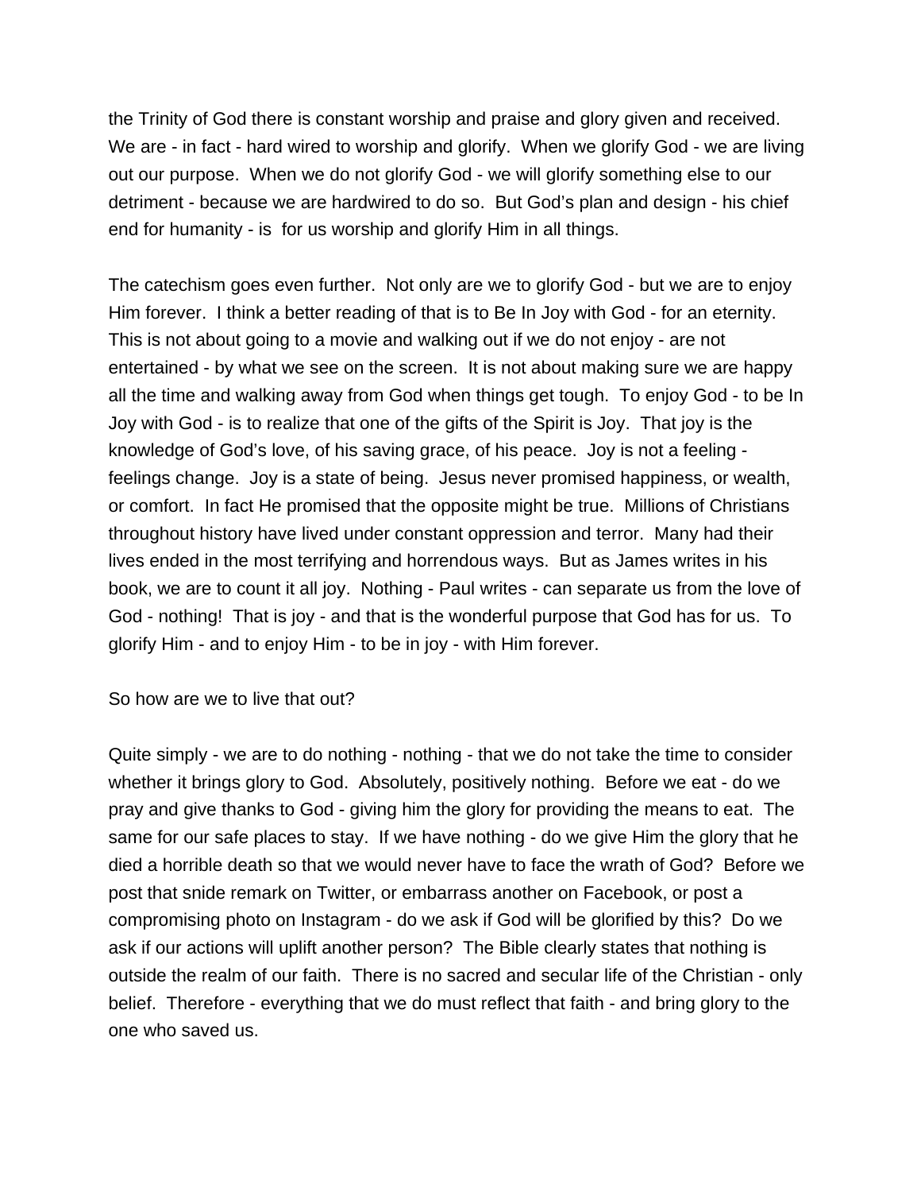the Trinity of God there is constant worship and praise and glory given and received. We are - in fact - hard wired to worship and glorify. When we glorify God - we are living out our purpose. When we do not glorify God - we will glorify something else to our detriment - because we are hardwired to do so. But God's plan and design - his chief end for humanity - is for us worship and glorify Him in all things.

The catechism goes even further. Not only are we to glorify God - but we are to enjoy Him forever. I think a better reading of that is to Be In Joy with God - for an eternity. This is not about going to a movie and walking out if we do not enjoy - are not entertained - by what we see on the screen. It is not about making sure we are happy all the time and walking away from God when things get tough. To enjoy God - to be In Joy with God - is to realize that one of the gifts of the Spirit is Joy. That joy is the knowledge of God's love, of his saving grace, of his peace. Joy is not a feeling - feelings change. Joy is a state of being. Jesus never promised happiness, or wealth, or comfort. In fact He promised that the opposite might be true. Millions of Christians throughout history have lived under constant oppression and terror. Many had their lives ended in the most terrifying and horrendous ways. But as James writes in his book, we are to count it all joy. Nothing - Paul writes - can separate us from the love of God - nothing! That is joy - and that is the wonderful purpose that God has for us. To glorify Him - and to enjoy Him - to be in joy - with Him forever.

So how are we to live that out?

Quite simply - we are to do nothing - nothing - that we do not take the time to consider whether it brings glory to God. Absolutely, positively nothing. Before we eat - do we pray and give thanks to God - giving him the glory for providing the means to eat. The same for our safe places to stay. If we have nothing - do we give Him the glory that he died a horrible death so that we would never have to face the wrath of God? Before we post that snide remark on Twitter, or embarrass another on Facebook, or post a compromising photo on Instagram - do we ask if God will be glorified by this? Do we ask if our actions will uplift another person? The Bible clearly states that nothing is outside the realm of our faith. There is no sacred and secular life of the Christian - only belief. Therefore - everything that we do must reflect that faith - and bring glory to the one who saved us.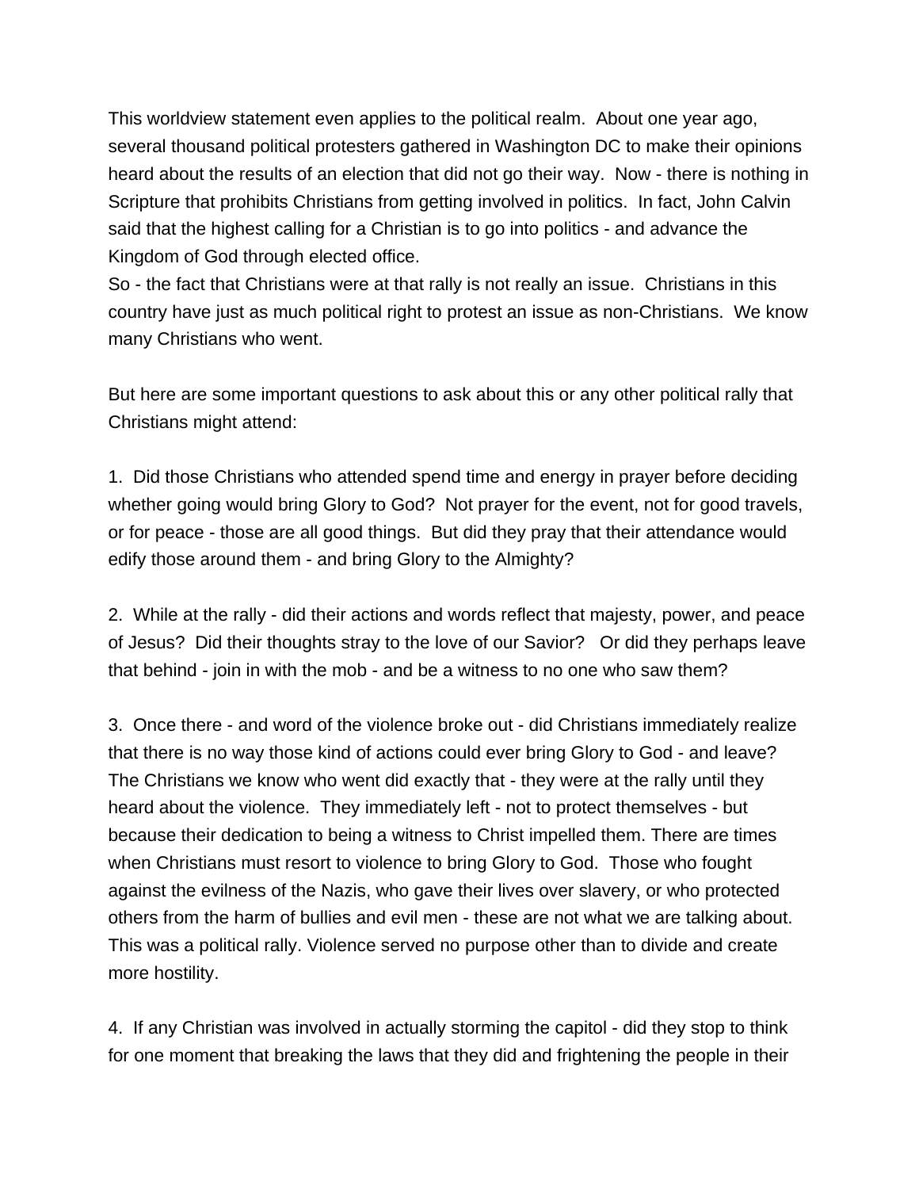This worldview statement even applies to the political realm. About one year ago, several thousand political protesters gathered in Washington DC to make their opinions heard about the results of an election that did not go their way. Now - there is nothing in Scripture that prohibits Christians from getting involved in politics. In fact, John Calvin said that the highest calling for a Christian is to go into politics - and advance the Kingdom of God through elected office.
So - the fact that Christians were at that rally is not really an issue. Christians in this country have just as much political right to protest an issue as non-Christians. We know many Christians who went.

But here are some important questions to ask about this or any other political rally that Christians might attend:

1. Did those Christians who attended spend time and energy in prayer before deciding whether going would bring Glory to God? Not prayer for the event, not for good travels, or for peace - those are all good things. But did they pray that their attendance would edify those around them - and bring Glory to the Almighty?

2. While at the rally - did their actions and words reflect that majesty, power, and peace of Jesus? Did their thoughts stray to the love of our Savior? Or did they perhaps leave that behind - join in with the mob - and be a witness to no one who saw them?

3. Once there - and word of the violence broke out - did Christians immediately realize that there is no way those kind of actions could ever bring Glory to God - and leave? The Christians we know who went did exactly that - they were at the rally until they heard about the violence. They immediately left - not to protect themselves - but because their dedication to being a witness to Christ impelled them. There are times when Christians must resort to violence to bring Glory to God. Those who fought against the evilness of the Nazis, who gave their lives over slavery, or who protected others from the harm of bullies and evil men - these are not what we are talking about. This was a political rally. Violence served no purpose other than to divide and create more hostility.

4. If any Christian was involved in actually storming the capitol - did they stop to think for one moment that breaking the laws that they did and frightening the people in their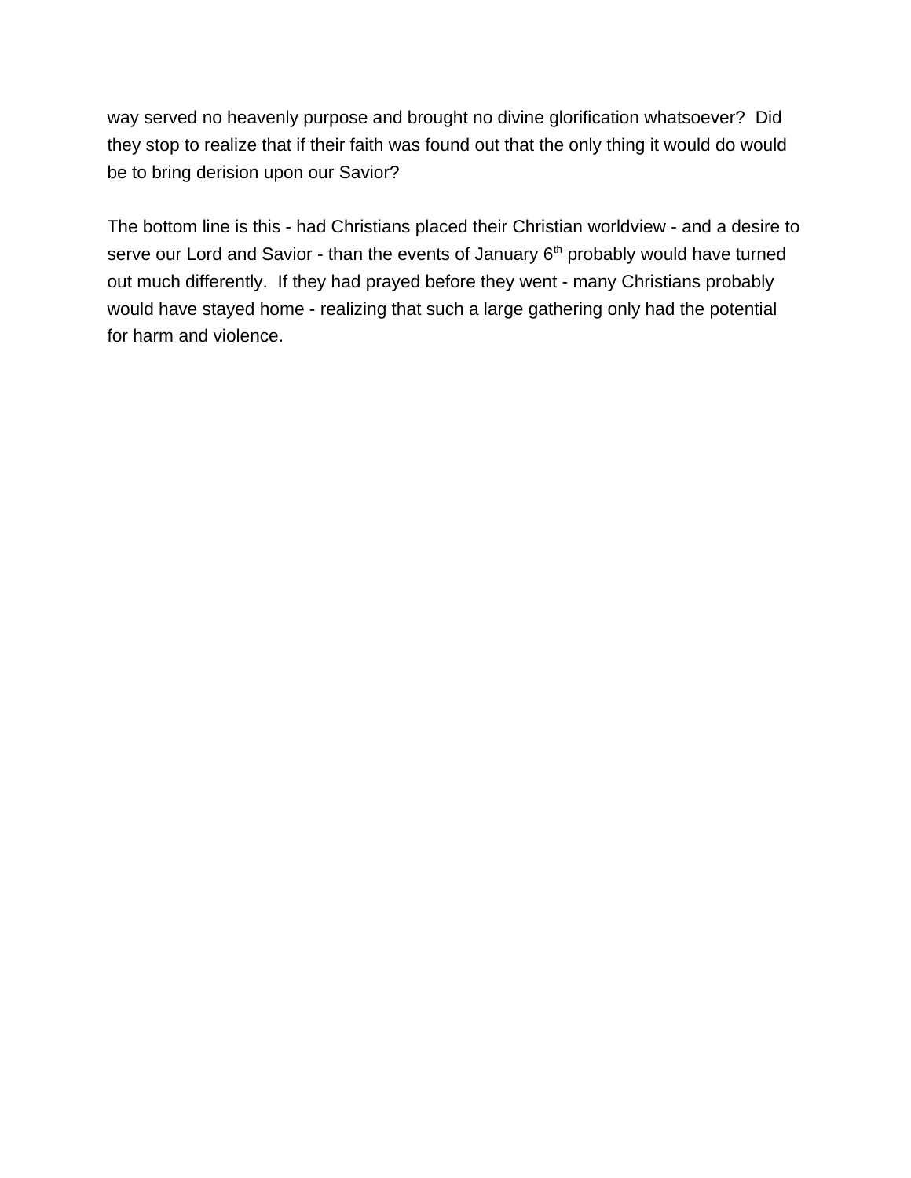way served no heavenly purpose and brought no divine glorification whatsoever? Did they stop to realize that if their faith was found out that the only thing it would do would be to bring derision upon our Savior?

The bottom line is this - had Christians placed their Christian worldview - and a desire to serve our Lord and Savior - than the events of January 6th probably would have turned out much differently. If they had prayed before they went - many Christians probably would have stayed home - realizing that such a large gathering only had the potential for harm and violence.